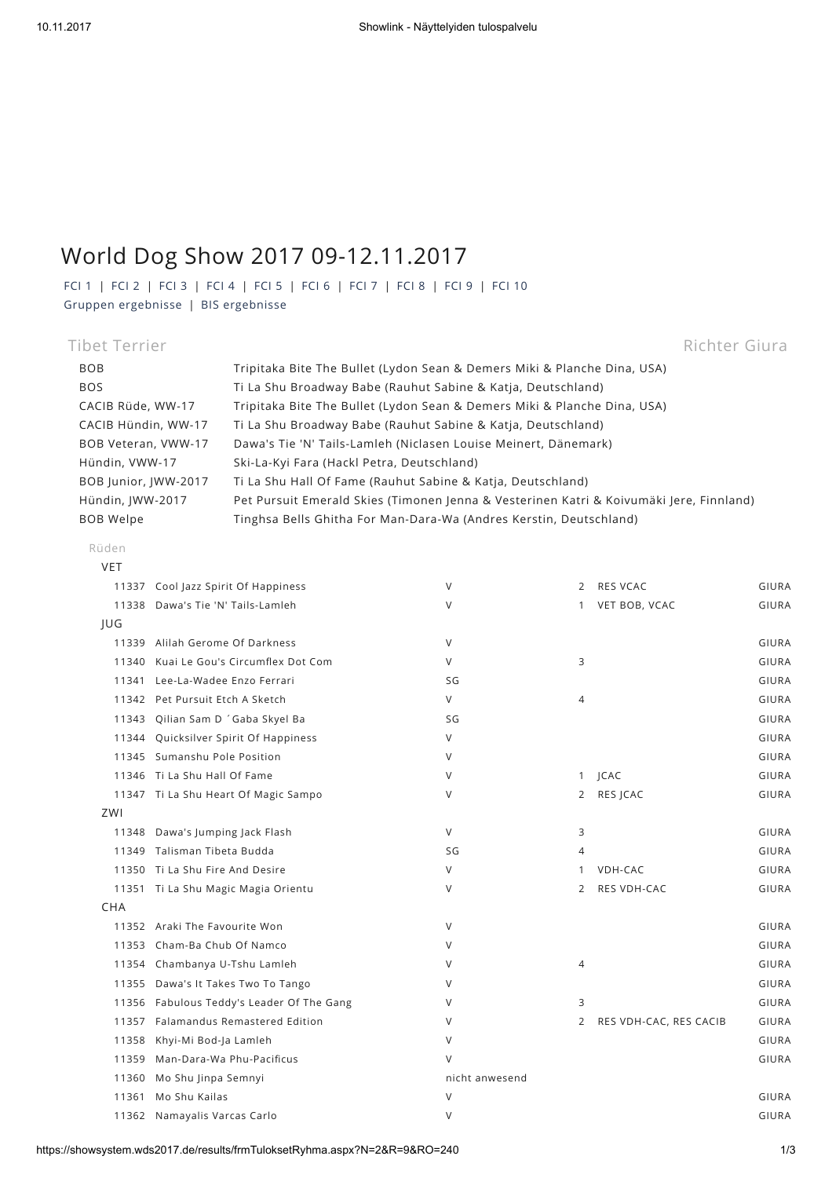# World Dog Show 2017 09-12.11.2017

FCI 1 | FCI 2 | FCI 3 | FCI 4 | FCI 5 | FCI 6 | FCI 7 | FCI 8 | FCI 9 | FCI 10
Gruppen ergebnisse | BIS ergebnisse

## Tibet Terrier

Richter Giura

| | |
|---|---|
| BOB | Tripitaka Bite The Bullet (Lydon Sean & Demers Miki & Planche Dina, USA) |
| BOS | Ti La Shu Broadway Babe (Rauhut Sabine & Katja, Deutschland) |
| CACIB Rüde, WW-17 | Tripitaka Bite The Bullet (Lydon Sean & Demers Miki & Planche Dina, USA) |
| CACIB Hündin, WW-17 | Ti La Shu Broadway Babe (Rauhut Sabine & Katja, Deutschland) |
| BOB Veteran, VWW-17 | Dawa's Tie 'N' Tails-Lamleh (Niclasen Louise Meinert, Dänemark) |
| Hündin, VWW-17 | Ski-La-Kyi Fara (Hackl Petra, Deutschland) |
| BOB Junior, JWW-2017 | Ti La Shu Hall Of Fame (Rauhut Sabine & Katja, Deutschland) |
| Hündin, JWW-2017 | Pet Pursuit Emerald Skies (Timonen Jenna & Vesterinen Katri & Koivumäki Jere, Finnland) |
| BOB Welpe | Tinghsa Bells Ghitha For Man-Dara-Wa (Andres Kerstin, Deutschland) |

### Rüden

| Nr. | Name | Bewertung | Platz | Titel | Richter |
|---|---|---|---|---|---|
| **VET** | | | | | |
| 11337 | Cool Jazz Spirit Of Happiness | V | 2 | RES VCAC | GIURA |
| 11338 | Dawa's Tie 'N' Tails-Lamleh | V | 1 | VET BOB, VCAC | GIURA |
| **JUG** | | | | | |
| 11339 | Alilah Gerome Of Darkness | V | | | GIURA |
| 11340 | Kuai Le Gou's Circumflex Dot Com | V | 3 | | GIURA |
| 11341 | Lee-La-Wadee Enzo Ferrari | SG | | | GIURA |
| 11342 | Pet Pursuit Etch A Sketch | V | 4 | | GIURA |
| 11343 | Qilian Sam D ´Gaba Skyel Ba | SG | | | GIURA |
| 11344 | Quicksilver Spirit Of Happiness | V | | | GIURA |
| 11345 | Sumanshu Pole Position | V | | | GIURA |
| 11346 | Ti La Shu Hall Of Fame | V | 1 | JCAC | GIURA |
| 11347 | Ti La Shu Heart Of Magic Sampo | V | 2 | RES JCAC | GIURA |
| **ZWI** | | | | | |
| 11348 | Dawa's Jumping Jack Flash | V | 3 | | GIURA |
| 11349 | Talisman Tibeta Budda | SG | 4 | | GIURA |
| 11350 | Ti La Shu Fire And Desire | V | 1 | VDH-CAC | GIURA |
| 11351 | Ti La Shu Magic Magia Orientu | V | 2 | RES VDH-CAC | GIURA |
| **CHA** | | | | | |
| 11352 | Araki The Favourite Won | V | | | GIURA |
| 11353 | Cham-Ba Chub Of Namco | V | | | GIURA |
| 11354 | Chambanya U-Tshu Lamleh | V | 4 | | GIURA |
| 11355 | Dawa's It Takes Two To Tango | V | | | GIURA |
| 11356 | Fabulous Teddy's Leader Of The Gang | V | 3 | | GIURA |
| 11357 | Falamandus Remastered Edition | V | 2 | RES VDH-CAC, RES CACIB | GIURA |
| 11358 | Khyi-Mi Bod-Ja Lamleh | V | | | GIURA |
| 11359 | Man-Dara-Wa Phu-Pacificus | V | | | GIURA |
| 11360 | Mo Shu Jinpa Semnyi | nicht anwesend | | | |
| 11361 | Mo Shu Kailas | V | | | GIURA |
| 11362 | Namayalis Varcas Carlo | V | | | GIURA |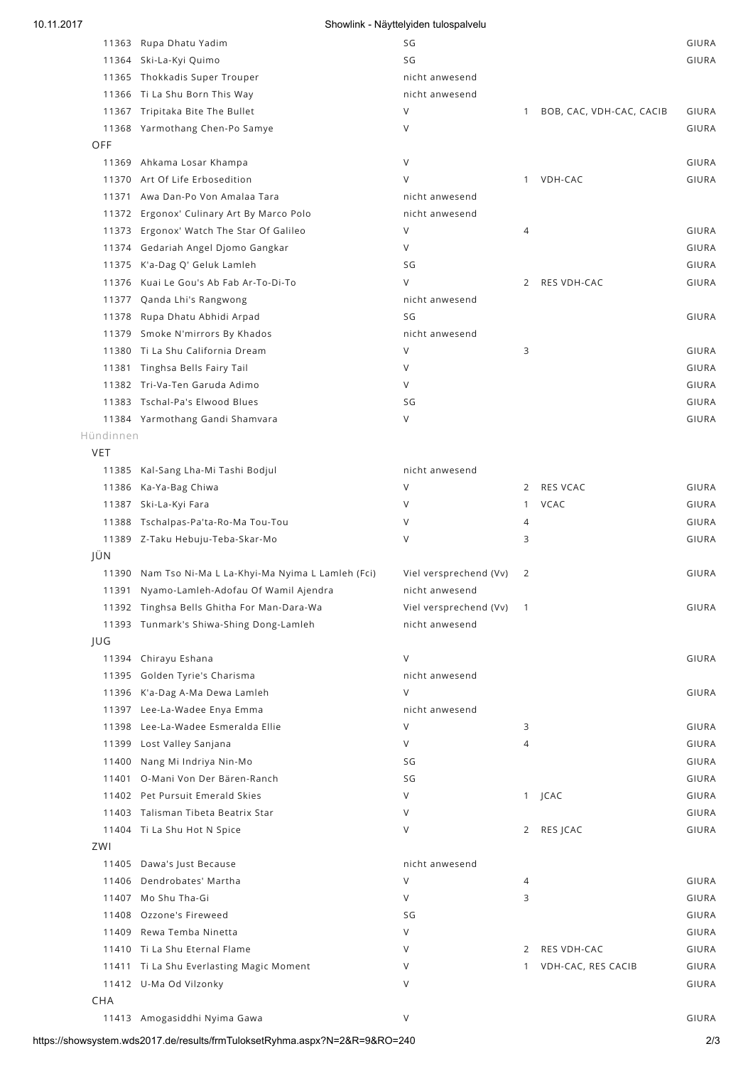| | | | | | |
|---|---|---|---|---|---|
| 11363 | Rupa Dhatu Yadim | SG | | | GIURA |
| 11364 | Ski-La-Kyi Quimo | SG | | | GIURA |
| 11365 | Thokkadis Super Trouper | nicht anwesend | | | |
| 11366 | Ti La Shu Born This Way | nicht anwesend | | | |
| 11367 | Tripitaka Bite The Bullet | V | 1 | BOB, CAC, VDH-CAC, CACIB | GIURA |
| 11368 | Yarmothang Chen-Po Samye | V | | | GIURA |

OFF

| | | | | | |
|---|---|---|---|---|---|
| 11369 | Ahkama Losar Khampa | V | | | GIURA |
| 11370 | Art Of Life Erbosedition | V | 1 | VDH-CAC | GIURA |
| 11371 | Awa Dan-Po Von Amalaa Tara | nicht anwesend | | | |
| 11372 | Ergonox' Culinary Art By Marco Polo | nicht anwesend | | | |
| 11373 | Ergonox' Watch The Star Of Galileo | V | 4 | | GIURA |
| 11374 | Gedariah Angel Djomo Gangkar | V | | | GIURA |
| 11375 | K'a-Dag Q' Geluk Lamleh | SG | | | GIURA |
| 11376 | Kuai Le Gou's Ab Fab Ar-To-Di-To | V | 2 | RES VDH-CAC | GIURA |
| 11377 | Qanda Lhi's Rangwong | nicht anwesend | | | |
| 11378 | Rupa Dhatu Abhidi Arpad | SG | | | GIURA |
| 11379 | Smoke N'mirrors By Khados | nicht anwesend | | | |
| 11380 | Ti La Shu California Dream | V | 3 | | GIURA |
| 11381 | Tinghsa Bells Fairy Tail | V | | | GIURA |
| 11382 | Tri-Va-Ten Garuda Adimo | V | | | GIURA |
| 11383 | Tschal-Pa's Elwood Blues | SG | | | GIURA |
| 11384 | Yarmothang Gandi Shamvara | V | | | GIURA |

Hündinnen

VET

| | | | | | |
|---|---|---|---|---|---|
| 11385 | Kal-Sang Lha-Mi Tashi Bodjul | nicht anwesend | | | |
| 11386 | Ka-Ya-Bag Chiwa | V | 2 | RES VCAC | GIURA |
| 11387 | Ski-La-Kyi Fara | V | 1 | VCAC | GIURA |
| 11388 | Tschalpas-Pa'ta-Ro-Ma Tou-Tou | V | 4 | | GIURA |
| 11389 | Z-Taku Hebuju-Teba-Skar-Mo | V | 3 | | GIURA |

JÜN

| | | | | | |
|---|---|---|---|---|---|
| 11390 | Nam Tso Ni-Ma L La-Khyi-Ma Nyima L Lamleh (Fci) | Viel versprechend (Vv) | 2 | | GIURA |
| 11391 | Nyamo-Lamleh-Adofau Of Wamil Ajendra | nicht anwesend | | | |
| 11392 | Tinghsa Bells Ghitha For Man-Dara-Wa | Viel versprechend (Vv) | 1 | | GIURA |
| 11393 | Tunmark's Shiwa-Shing Dong-Lamleh | nicht anwesend | | | |

JUG

| | | | | | |
|---|---|---|---|---|---|
| 11394 | Chirayu Eshana | V | | | GIURA |
| 11395 | Golden Tyrie's Charisma | nicht anwesend | | | |
| 11396 | K'a-Dag A-Ma Dewa Lamleh | V | | | GIURA |
| 11397 | Lee-La-Wadee Enya Emma | nicht anwesend | | | |
| 11398 | Lee-La-Wadee Esmeralda Ellie | V | 3 | | GIURA |
| 11399 | Lost Valley Sanjana | V | 4 | | GIURA |
| 11400 | Nang Mi Indriya Nin-Mo | SG | | | GIURA |
| 11401 | O-Mani Von Der Bären-Ranch | SG | | | GIURA |
| 11402 | Pet Pursuit Emerald Skies | V | 1 | JCAC | GIURA |
| 11403 | Talisman Tibeta Beatrix Star | V | | | GIURA |
| 11404 | Ti La Shu Hot N Spice | V | 2 | RES JCAC | GIURA |

ZWI

| | | | | | |
|---|---|---|---|---|---|
| 11405 | Dawa's Just Because | nicht anwesend | | | |
| 11406 | Dendrobates' Martha | V | 4 | | GIURA |
| 11407 | Mo Shu Tha-Gi | V | 3 | | GIURA |
| 11408 | Ozzone's Fireweed | SG | | | GIURA |
| 11409 | Rewa Temba Ninetta | V | | | GIURA |
| 11410 | Ti La Shu Eternal Flame | V | 2 | RES VDH-CAC | GIURA |
| 11411 | Ti La Shu Everlasting Magic Moment | V | 1 | VDH-CAC, RES CACIB | GIURA |
| 11412 | U-Ma Od Vilzonky | V | | | GIURA |

CHA

| | | | | | |
|---|---|---|---|---|---|
| 11413 | Amogasiddhi Nyima Gawa | V | | | GIURA |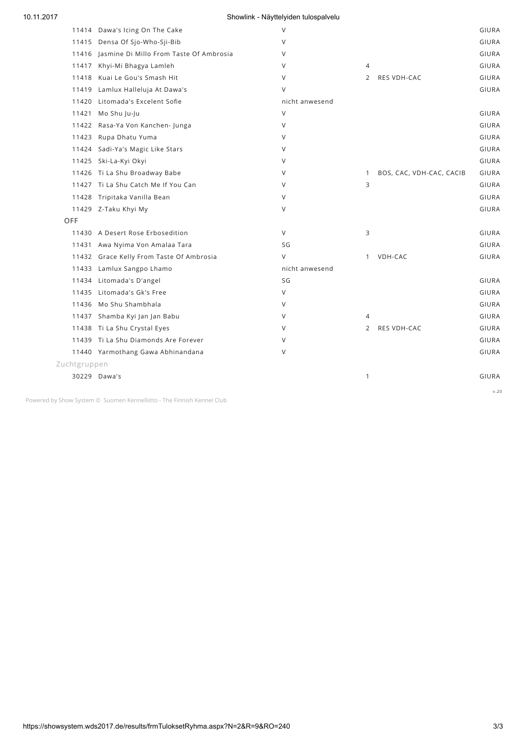| | | | | | |
|---|---|---|---|---|---|
| 11414 | Dawa's Icing On The Cake | V | | | GIURA |
| 11415 | Densa Of Sjo-Who-Sji-Bib | V | | | GIURA |
| 11416 | Jasmine Di Millo From Taste Of Ambrosia | V | | | GIURA |
| 11417 | Khyi-Mi Bhagya Lamleh | V | 4 | | GIURA |
| 11418 | Kuai Le Gou's Smash Hit | V | 2 | RES VDH-CAC | GIURA |
| 11419 | Lamlux Halleluja At Dawa's | V | | | GIURA |
| 11420 | Litomada's Excelent Sofie | nicht anwesend | | | |
| 11421 | Mo Shu Ju-Ju | V | | | GIURA |
| 11422 | Rasa-Ya Von Kanchen- Junga | V | | | GIURA |
| 11423 | Rupa Dhatu Yuma | V | | | GIURA |
| 11424 | Sadi-Ya's Magic Like Stars | V | | | GIURA |
| 11425 | Ski-La-Kyi Okyi | V | | | GIURA |
| 11426 | Ti La Shu Broadway Babe | V | 1 | BOS, CAC, VDH-CAC, CACIB | GIURA |
| 11427 | Ti La Shu Catch Me If You Can | V | 3 | | GIURA |
| 11428 | Tripitaka Vanilla Bean | V | | | GIURA |
| 11429 | Z-Taku Khyi My | V | | | GIURA |
| OFF | | | | | |
| 11430 | A Desert Rose Erbosedition | V | 3 | | GIURA |
| 11431 | Awa Nyima Von Amalaa Tara | SG | | | GIURA |
| 11432 | Grace Kelly From Taste Of Ambrosia | V | 1 | VDH-CAC | GIURA |
| 11433 | Lamlux Sangpo Lhamo | nicht anwesend | | | |
| 11434 | Litomada's D'angel | SG | | | GIURA |
| 11435 | Litomada's Gk's Free | V | | | GIURA |
| 11436 | Mo Shu Shambhala | V | | | GIURA |
| 11437 | Shamba Kyi Jan Jan Babu | V | 4 | | GIURA |
| 11438 | Ti La Shu Crystal Eyes | V | 2 | RES VDH-CAC | GIURA |
| 11439 | Ti La Shu Diamonds Are Forever | V | | | GIURA |
| 11440 | Yarmothang Gawa Abhinandana | V | | | GIURA |
| Zuchtgruppen | | | | | |
| 30229 | Dawa's | | 1 | | GIURA |

v.20

Powered by Show System © Suomen Kennelliitto - The Finnish Kennel Club